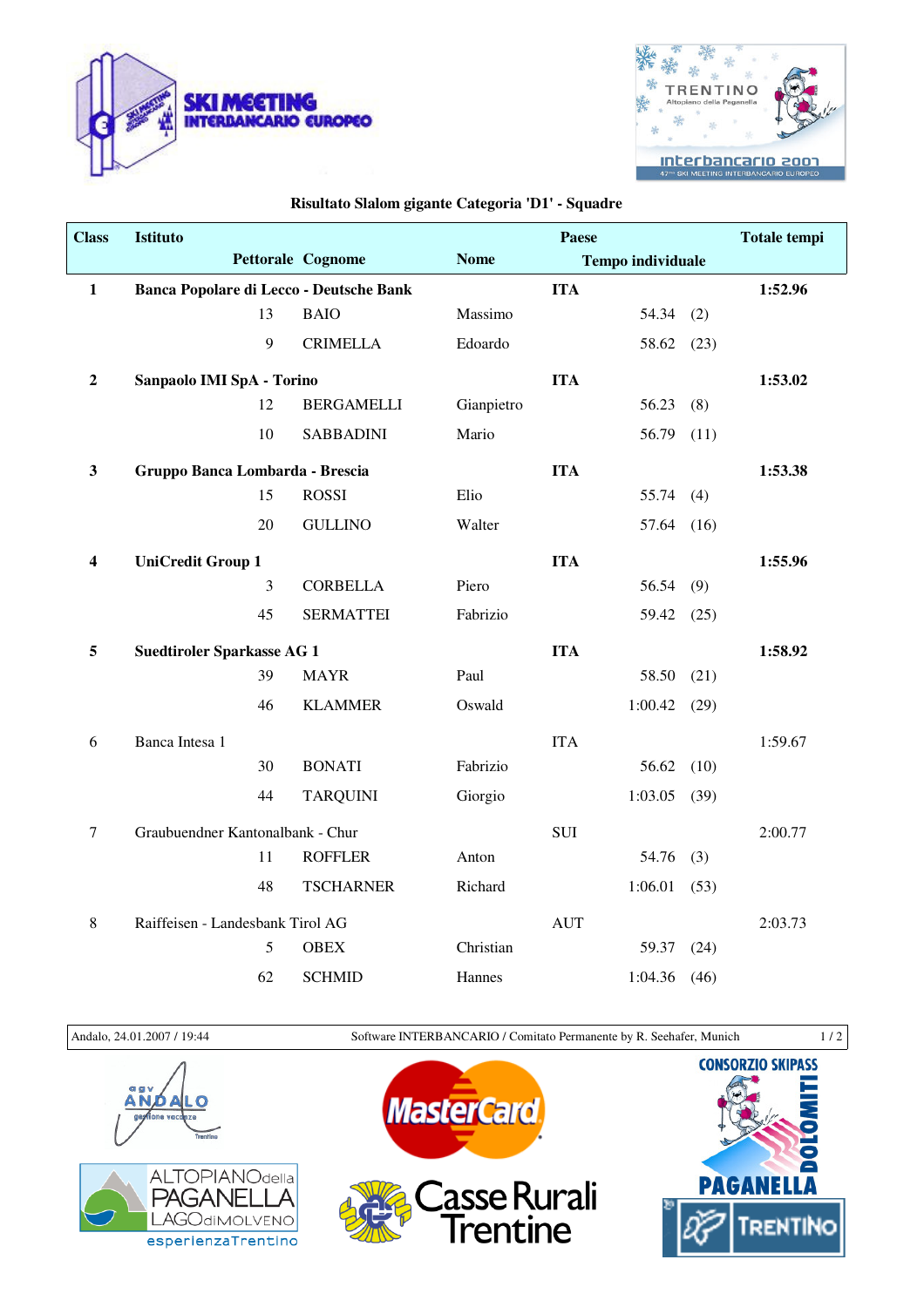## Risultato Slalom gigante Categoria 'D1' - Squadre

| Class | Istituto | | | Paese | | Totale tempi |
|---|---|---|---|---|---|---|
| | Pettorale | Cognome | Nome | Tempo individuale | | |
| **1** | **Banca Popolare di Lecco - Deutsche Bank** | | | **ITA** | | **1:52.96** |
| | 13 | BAIO | Massimo | 54.34 | (2) | |
| | 9 | CRIMELLA | Edoardo | 58.62 | (23) | |
| **2** | **Sanpaolo IMI SpA - Torino** | | | **ITA** | | **1:53.02** |
| | 12 | BERGAMELLI | Gianpietro | 56.23 | (8) | |
| | 10 | SABBADINI | Mario | 56.79 | (11) | |
| **3** | **Gruppo Banca Lombarda - Brescia** | | | **ITA** | | **1:53.38** |
| | 15 | ROSSI | Elio | 55.74 | (4) | |
| | 20 | GULLINO | Walter | 57.64 | (16) | |
| **4** | **UniCredit Group 1** | | | **ITA** | | **1:55.96** |
| | 3 | CORBELLA | Piero | 56.54 | (9) | |
| | 45 | SERMATTEI | Fabrizio | 59.42 | (25) | |
| **5** | **Suedtiroler Sparkasse AG 1** | | | **ITA** | | **1:58.92** |
| | 39 | MAYR | Paul | 58.50 | (21) | |
| | 46 | KLAMMER | Oswald | 1:00.42 | (29) | |
| 6 | Banca Intesa 1 | | | ITA | | 1:59.67 |
| | 30 | BONATI | Fabrizio | 56.62 | (10) | |
| | 44 | TARQUINI | Giorgio | 1:03.05 | (39) | |
| 7 | Graubuendner Kantonalbank - Chur | | | SUI | | 2:00.77 |
| | 11 | ROFFLER | Anton | 54.76 | (3) | |
| | 48 | TSCHARNER | Richard | 1:06.01 | (53) | |
| 8 | Raiffeisen - Landesbank Tirol AG | | | AUT | | 2:03.73 |
| | 5 | OBEX | Christian | 59.37 | (24) | |
| | 62 | SCHMID | Hannes | 1:04.36 | (46) | |

Andalo, 24.01.2007 / 19:44 Software INTERBANCARIO / Comitato Permanente by R. Seehafer, Munich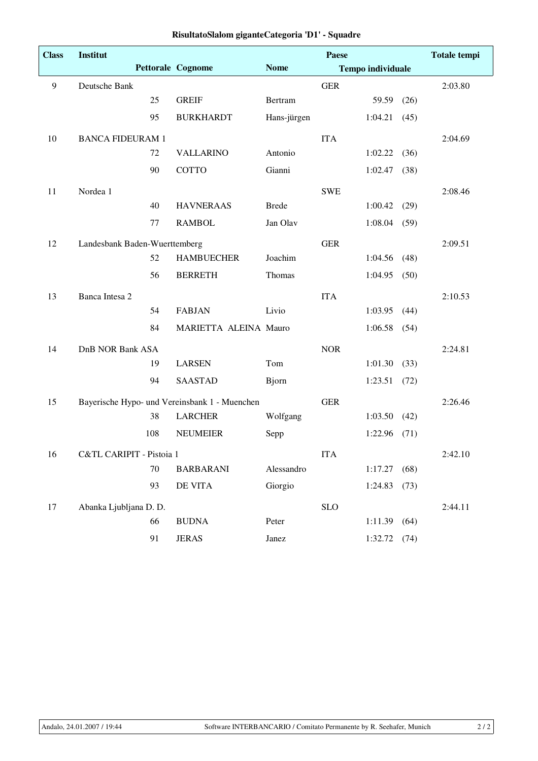## RisultatoSlalom giganteCategoria 'D1' - Squadre

| Class | Institut | | | | Paese | | | Totale tempi |
|---|---|---|---|---|---|---|---|---|
| | | Pettorale | Cognome | Nome | | Tempo individuale | | |
| 9 | Deutsche Bank | | | | GER | | | 2:03.80 |
| | | 25 | GREIF | Bertram | | 59.59 | (26) | |
| | | 95 | BURKHARDT | Hans-jürgen | | 1:04.21 | (45) | |
| 10 | BANCA FIDEURAM 1 | | | | ITA | | | 2:04.69 |
| | | 72 | VALLARINO | Antonio | | 1:02.22 | (36) | |
| | | 90 | COTTO | Gianni | | 1:02.47 | (38) | |
| 11 | Nordea 1 | | | | SWE | | | 2:08.46 |
| | | 40 | HAVNERAAS | Brede | | 1:00.42 | (29) | |
| | | 77 | RAMBOL | Jan Olav | | 1:08.04 | (59) | |
| 12 | Landesbank Baden-Wuerttemberg | | | | GER | | | 2:09.51 |
| | | 52 | HAMBUECHER | Joachim | | 1:04.56 | (48) | |
| | | 56 | BERRETH | Thomas | | 1:04.95 | (50) | |
| 13 | Banca Intesa 2 | | | | ITA | | | 2:10.53 |
| | | 54 | FABJAN | Livio | | 1:03.95 | (44) | |
| | | 84 | MARIETTA ALEINA | Mauro | | 1:06.58 | (54) | |
| 14 | DnB NOR Bank ASA | | | | NOR | | | 2:24.81 |
| | | 19 | LARSEN | Tom | | 1:01.30 | (33) | |
| | | 94 | SAASTAD | Bjorn | | 1:23.51 | (72) | |
| 15 | Bayerische Hypo- und Vereinsbank 1 - Muenchen | | | | GER | | | 2:26.46 |
| | | 38 | LARCHER | Wolfgang | | 1:03.50 | (42) | |
| | | 108 | NEUMEIER | Sepp | | 1:22.96 | (71) | |
| 16 | C&TL CARIPIT - Pistoia 1 | | | | ITA | | | 2:42.10 |
| | | 70 | BARBARANI | Alessandro | | 1:17.27 | (68) | |
| | | 93 | DE VITA | Giorgio | | 1:24.83 | (73) | |
| 17 | Abanka Ljubljana D. D. | | | | SLO | | | 2:44.11 |
| | | 66 | BUDNA | Peter | | 1:11.39 | (64) | |
| | | 91 | JERAS | Janez | | 1:32.72 | (74) | |

Andalo, 24.01.2007 / 19:44 Software INTERBANCARIO / Comitato Permanente by R. Seehafer, Munich